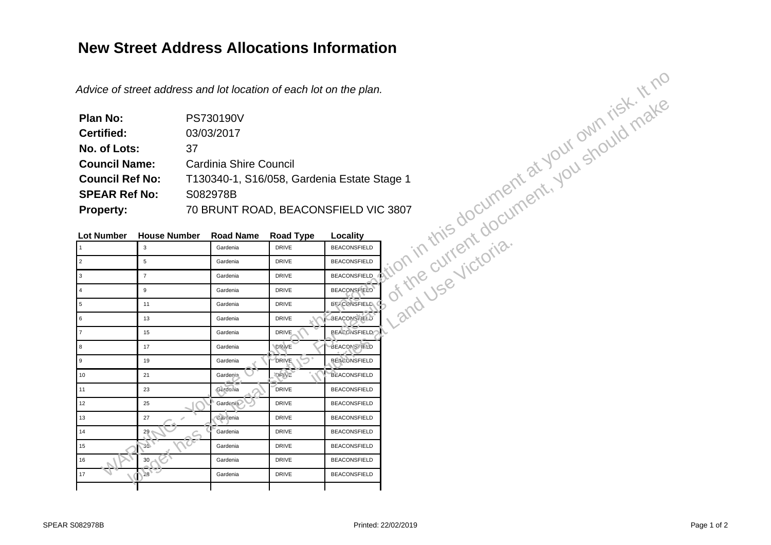# New Street Address Allocations Information

*Advice of street address and lot location of each lot on the plan.*

**Plan No:** PS730190V
**Certified:** 03/03/2017
**No. of Lots:** 37
**Council Name:** Cardinia Shire Council
**Council Ref No:** T130340-1, S16/058, Gardenia Estate Stage 1
**SPEAR Ref No:** S082978B
**Property:** 70 BRUNT ROAD, BEACONSFIELD VIC 3807

WARNING - You use or rely on the information in this document at your own risk. It no longer has any legal status. For details of the current document, you should make inquiries at Land Use Victoria.

| Lot Number | House Number | Road Name | Road Type | Locality |
|---|---|---|---|---|
| 1 | 3 | Gardenia | DRIVE | BEACONSFIELD |
| 2 | 5 | Gardenia | DRIVE | BEACONSFIELD |
| 3 | 7 | Gardenia | DRIVE | BEACONSFIELD |
| 4 | 9 | Gardenia | DRIVE | BEACONSFIELD |
| 5 | 11 | Gardenia | DRIVE | BEACONSFIELD |
| 6 | 13 | Gardenia | DRIVE | BEACONSFIELD |
| 7 | 15 | Gardenia | DRIVE | BEACONSFIELD |
| 8 | 17 | Gardenia | DRIVE | BEACONSFIELD |
| 9 | 19 | Gardenia | DRIVE | BEACONSFIELD |
| 10 | 21 | Gardenia | DRIVE | BEACONSFIELD |
| 11 | 23 | Gardenia | DRIVE | BEACONSFIELD |
| 12 | 25 | Gardenia | DRIVE | BEACONSFIELD |
| 13 | 27 | Gardenia | DRIVE | BEACONSFIELD |
| 14 | 29 | Gardenia | DRIVE | BEACONSFIELD |
| 15 | 31 | Gardenia | DRIVE | BEACONSFIELD |
| 16 | 30 | Gardenia | DRIVE | BEACONSFIELD |
| 17 | 28 | Gardenia | DRIVE | BEACONSFIELD |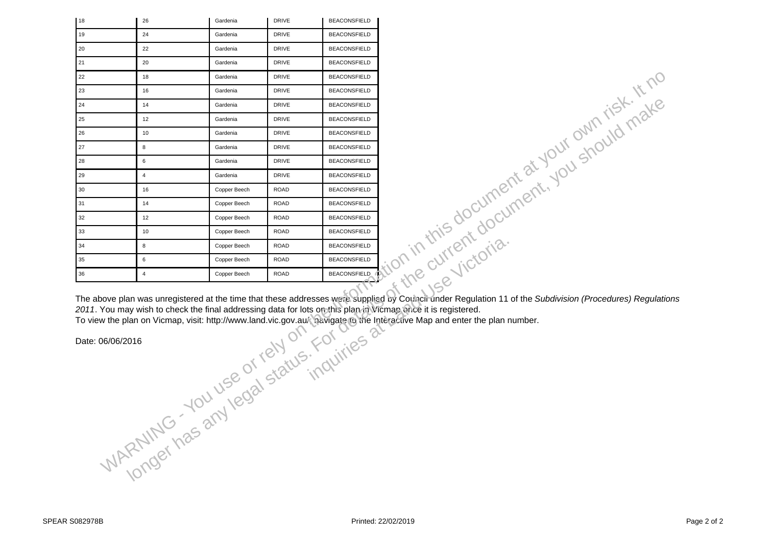| | | | | |
|---|---|---|---|---|
| 18 | 26 | Gardenia | DRIVE | BEACONSFIELD |
| 19 | 24 | Gardenia | DRIVE | BEACONSFIELD |
| 20 | 22 | Gardenia | DRIVE | BEACONSFIELD |
| 21 | 20 | Gardenia | DRIVE | BEACONSFIELD |
| 22 | 18 | Gardenia | DRIVE | BEACONSFIELD |
| 23 | 16 | Gardenia | DRIVE | BEACONSFIELD |
| 24 | 14 | Gardenia | DRIVE | BEACONSFIELD |
| 25 | 12 | Gardenia | DRIVE | BEACONSFIELD |
| 26 | 10 | Gardenia | DRIVE | BEACONSFIELD |
| 27 | 8 | Gardenia | DRIVE | BEACONSFIELD |
| 28 | 6 | Gardenia | DRIVE | BEACONSFIELD |
| 29 | 4 | Gardenia | DRIVE | BEACONSFIELD |
| 30 | 16 | Copper Beech | ROAD | BEACONSFIELD |
| 31 | 14 | Copper Beech | ROAD | BEACONSFIELD |
| 32 | 12 | Copper Beech | ROAD | BEACONSFIELD |
| 33 | 10 | Copper Beech | ROAD | BEACONSFIELD |
| 34 | 8 | Copper Beech | ROAD | BEACONSFIELD |
| 35 | 6 | Copper Beech | ROAD | BEACONSFIELD |
| 36 | 4 | Copper Beech | ROAD | BEACONSFIELD |

The above plan was unregistered at the time that these addresses were supplied by Council under Regulation 11 of the *Subdivision (Procedures) Regulations 2011*. You may wish to check the final addressing data for lots on this plan in Vicmap once it is registered.
To view the plan on Vicmap, visit: http://www.land.vic.gov.au/, navigate to the Interactive Map and enter the plan number.

Date: 06/06/2016